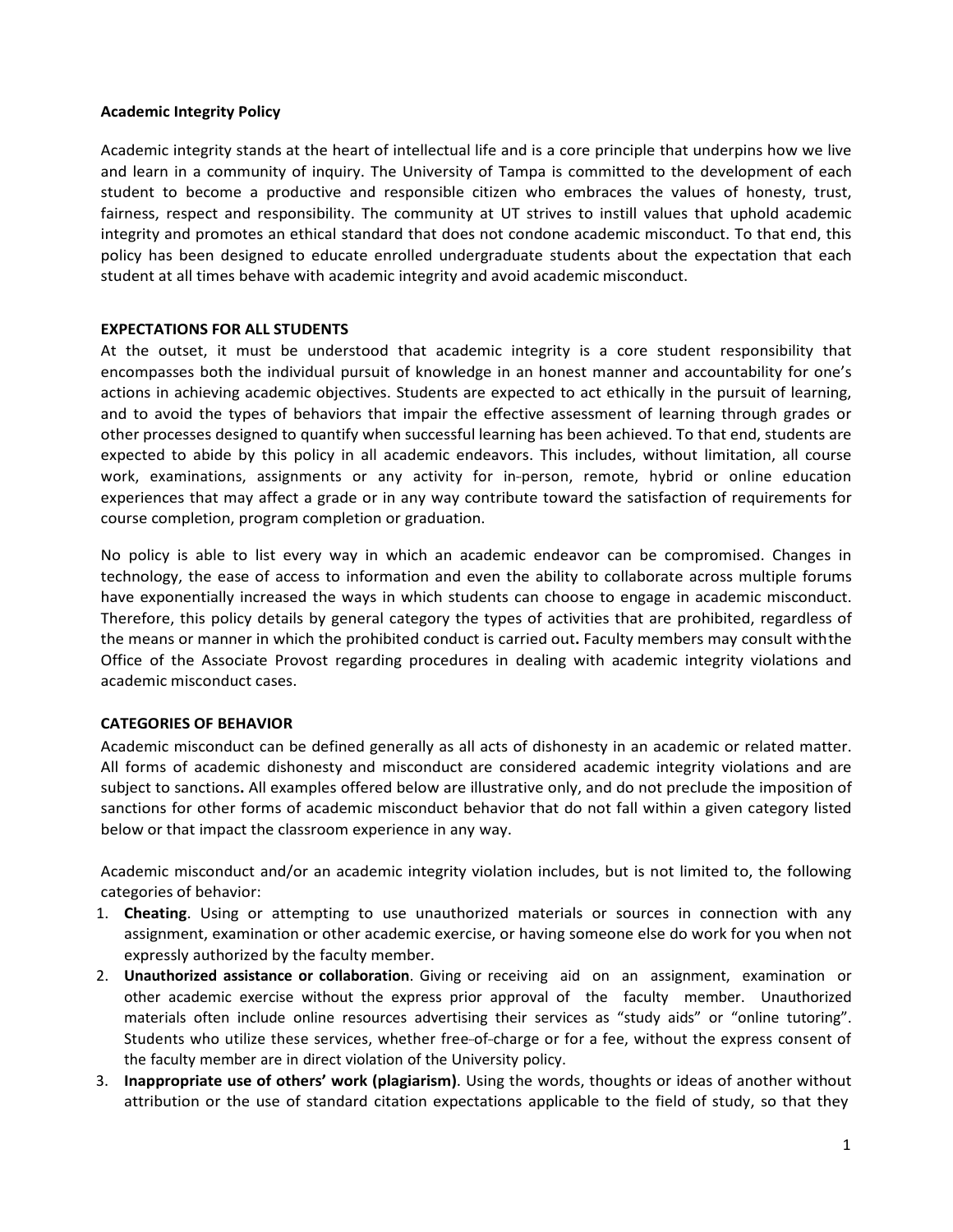# Academic Integrity Policy

Academic integrity stands at the heart of intellectual life and is a core principle that underpins how we live and learn in a community of inquiry. The University of Tampa is committed to the development of each student to become a productive and responsible citizen who embraces the values of honesty, trust, fairness, respect and responsibility. The community at UT strives to instill values that uphold academic integrity and promotes an ethical standard that does not condone academic misconduct. To that end, this policy has been designed to educate enrolled undergraduate students about the expectation that each student at all times behave with academic integrity and avoid academic misconduct.

## EXPECTATIONS FOR ALL STUDENTS

At the outset, it must be understood that academic integrity is a core student responsibility that encompasses both the individual pursuit of knowledge in an honest manner and accountability for one's actions in achieving academic objectives. Students are expected to act ethically in the pursuit of learning, and to avoid the types of behaviors that impair the effective assessment of learning through grades or other processes designed to quantify when successful learning has been achieved. To that end, students are expected to abide by this policy in all academic endeavors. This includes, without limitation, all course work, examinations, assignments or any activity for in-person, remote, hybrid or online education experiences that may affect a grade or in any way contribute toward the satisfaction of requirements for course completion, program completion or graduation.

No policy is able to list every way in which an academic endeavor can be compromised. Changes in technology, the ease of access to information and even the ability to collaborate across multiple forums have exponentially increased the ways in which students can choose to engage in academic misconduct. Therefore, this policy details by general category the types of activities that are prohibited, regardless of the means or manner in which the prohibited conduct is carried out**.** Faculty members may consult with the Office of the Associate Provost regarding procedures in dealing with academic integrity violations and academic misconduct cases.

## CATEGORIES OF BEHAVIOR

Academic misconduct can be defined generally as all acts of dishonesty in an academic or related matter. All forms of academic dishonesty and misconduct are considered academic integrity violations and are subject to sanctions**.** All examples offered below are illustrative only, and do not preclude the imposition of sanctions for other forms of academic misconduct behavior that do not fall within a given category listed below or that impact the classroom experience in any way.

Academic misconduct and/or an academic integrity violation includes, but is not limited to, the following categories of behavior:

1. **Cheating**. Using or attempting to use unauthorized materials or sources in connection with any assignment, examination or other academic exercise, or having someone else do work for you when not expressly authorized by the faculty member.
2. **Unauthorized assistance or collaboration**. Giving or receiving aid on an assignment, examination or other academic exercise without the express prior approval of the faculty member. Unauthorized materials often include online resources advertising their services as "study aids" or "online tutoring". Students who utilize these services, whether free-of-charge or for a fee, without the express consent of the faculty member are in direct violation of the University policy.
3. **Inappropriate use of others' work (plagiarism)**. Using the words, thoughts or ideas of another without attribution or the use of standard citation expectations applicable to the field of study, so that they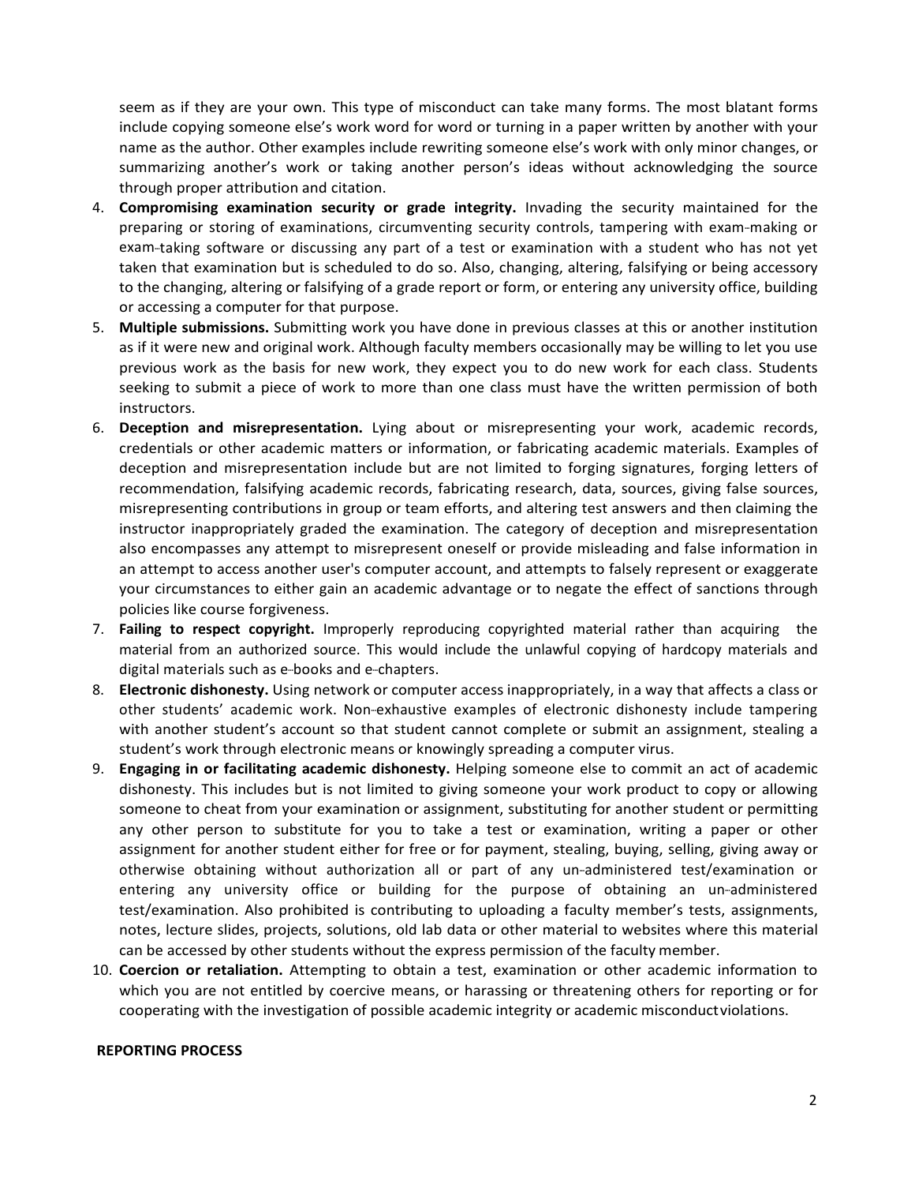seem as if they are your own. This type of misconduct can take many forms. The most blatant forms include copying someone else's work word for word or turning in a paper written by another with your name as the author. Other examples include rewriting someone else's work with only minor changes, or summarizing another's work or taking another person's ideas without acknowledging the source through proper attribution and citation.

4. **Compromising examination security or grade integrity.** Invading the security maintained for the preparing or storing of examinations, circumventing security controls, tampering with exam-making or exam-taking software or discussing any part of a test or examination with a student who has not yet taken that examination but is scheduled to do so. Also, changing, altering, falsifying or being accessory to the changing, altering or falsifying of a grade report or form, or entering any university office, building or accessing a computer for that purpose.
5. **Multiple submissions.** Submitting work you have done in previous classes at this or another institution as if it were new and original work. Although faculty members occasionally may be willing to let you use previous work as the basis for new work, they expect you to do new work for each class. Students seeking to submit a piece of work to more than one class must have the written permission of both instructors.
6. **Deception and misrepresentation.** Lying about or misrepresenting your work, academic records, credentials or other academic matters or information, or fabricating academic materials. Examples of deception and misrepresentation include but are not limited to forging signatures, forging letters of recommendation, falsifying academic records, fabricating research, data, sources, giving false sources, misrepresenting contributions in group or team efforts, and altering test answers and then claiming the instructor inappropriately graded the examination. The category of deception and misrepresentation also encompasses any attempt to misrepresent oneself or provide misleading and false information in an attempt to access another user's computer account, and attempts to falsely represent or exaggerate your circumstances to either gain an academic advantage or to negate the effect of sanctions through policies like course forgiveness.
7. **Failing to respect copyright.** Improperly reproducing copyrighted material rather than acquiring the material from an authorized source. This would include the unlawful copying of hardcopy materials and digital materials such as e-books and e-chapters.
8. **Electronic dishonesty.** Using network or computer access inappropriately, in a way that affects a class or other students' academic work. Non-exhaustive examples of electronic dishonesty include tampering with another student's account so that student cannot complete or submit an assignment, stealing a student's work through electronic means or knowingly spreading a computer virus.
9. **Engaging in or facilitating academic dishonesty.** Helping someone else to commit an act of academic dishonesty. This includes but is not limited to giving someone your work product to copy or allowing someone to cheat from your examination or assignment, substituting for another student or permitting any other person to substitute for you to take a test or examination, writing a paper or other assignment for another student either for free or for payment, stealing, buying, selling, giving away or otherwise obtaining without authorization all or part of any un-administered test/examination or entering any university office or building for the purpose of obtaining an un-administered test/examination. Also prohibited is contributing to uploading a faculty member's tests, assignments, notes, lecture slides, projects, solutions, old lab data or other material to websites where this material can be accessed by other students without the express permission of the faculty member.
10. **Coercion or retaliation.** Attempting to obtain a test, examination or other academic information to which you are not entitled by coercive means, or harassing or threatening others for reporting or for cooperating with the investigation of possible academic integrity or academic misconduct violations.

**REPORTING PROCESS**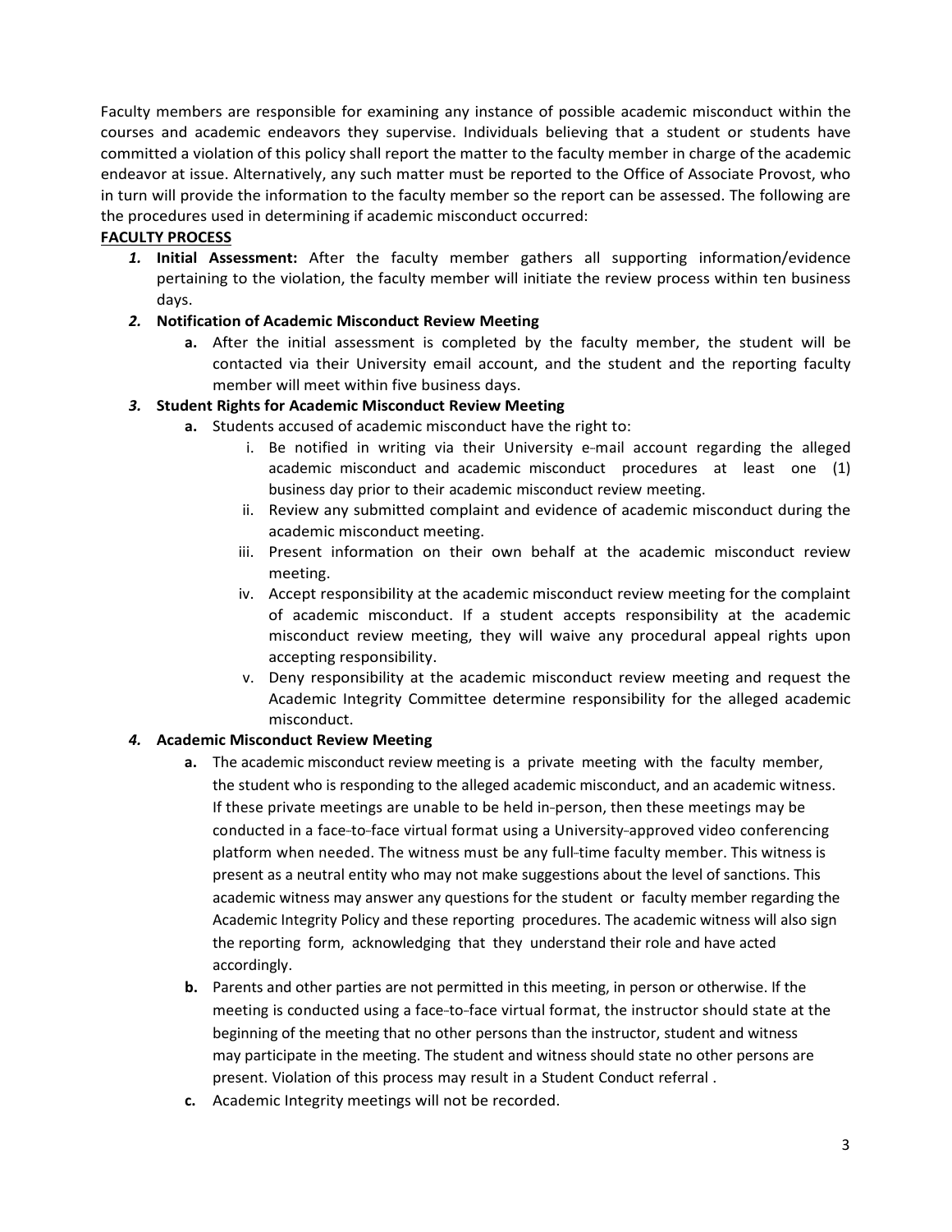Faculty members are responsible for examining any instance of possible academic misconduct within the courses and academic endeavors they supervise. Individuals believing that a student or students have committed a violation of this policy shall report the matter to the faculty member in charge of the academic endeavor at issue. Alternatively, any such matter must be reported to the Office of Associate Provost, who in turn will provide the information to the faculty member so the report can be assessed. The following are the procedures used in determining if academic misconduct occurred:

**FACULTY PROCESS**

1. **Initial Assessment:** After the faculty member gathers all supporting information/evidence pertaining to the violation, the faculty member will initiate the review process within ten business days.
2. **Notification of Academic Misconduct Review Meeting**
   a. After the initial assessment is completed by the faculty member, the student will be contacted via their University email account, and the student and the reporting faculty member will meet within five business days.
3. **Student Rights for Academic Misconduct Review Meeting**
   a. Students accused of academic misconduct have the right to:
      i. Be notified in writing via their University e-mail account regarding the alleged academic misconduct and academic misconduct procedures at least one (1) business day prior to their academic misconduct review meeting.
      ii. Review any submitted complaint and evidence of academic misconduct during the academic misconduct meeting.
      iii. Present information on their own behalf at the academic misconduct review meeting.
      iv. Accept responsibility at the academic misconduct review meeting for the complaint of academic misconduct. If a student accepts responsibility at the academic misconduct review meeting, they will waive any procedural appeal rights upon accepting responsibility.
      v. Deny responsibility at the academic misconduct review meeting and request the Academic Integrity Committee determine responsibility for the alleged academic misconduct.
4. **Academic Misconduct Review Meeting**
   a. The academic misconduct review meeting is a private meeting with the faculty member, the student who is responding to the alleged academic misconduct, and an academic witness. If these private meetings are unable to be held in-person, then these meetings may be conducted in a face-to-face virtual format using a University-approved video conferencing platform when needed. The witness must be any full-time faculty member. This witness is present as a neutral entity who may not make suggestions about the level of sanctions. This academic witness may answer any questions for the student or faculty member regarding the Academic Integrity Policy and these reporting procedures. The academic witness will also sign the reporting form, acknowledging that they understand their role and have acted accordingly.
   b. Parents and other parties are not permitted in this meeting, in person or otherwise. If the meeting is conducted using a face-to-face virtual format, the instructor should state at the beginning of the meeting that no other persons than the instructor, student and witness may participate in the meeting. The student and witness should state no other persons are present. Violation of this process may result in a Student Conduct referral .
   c. Academic Integrity meetings will not be recorded.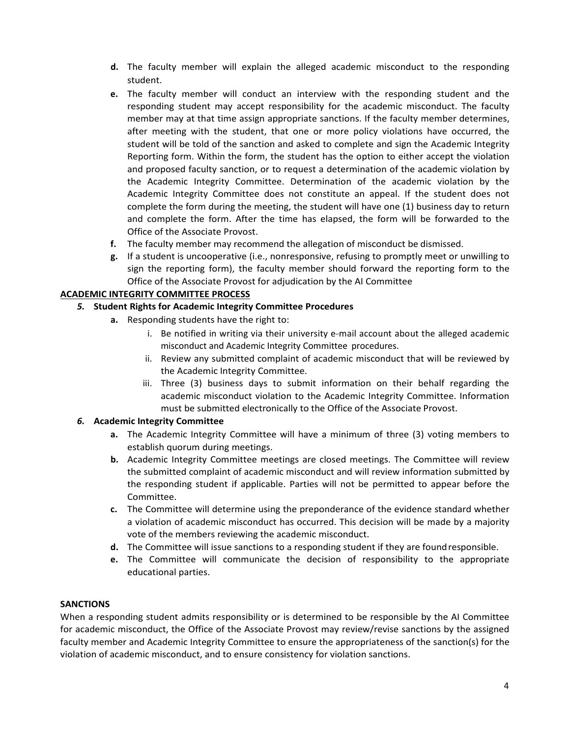- **d.** The faculty member will explain the alleged academic misconduct to the responding student.
- **e.** The faculty member will conduct an interview with the responding student and the responding student may accept responsibility for the academic misconduct. The faculty member may at that time assign appropriate sanctions. If the faculty member determines, after meeting with the student, that one or more policy violations have occurred, the student will be told of the sanction and asked to complete and sign the Academic Integrity Reporting form. Within the form, the student has the option to either accept the violation and proposed faculty sanction, or to request a determination of the academic violation by the Academic Integrity Committee. Determination of the academic violation by the Academic Integrity Committee does not constitute an appeal. If the student does not complete the form during the meeting, the student will have one (1) business day to return and complete the form. After the time has elapsed, the form will be forwarded to the Office of the Associate Provost.
- **f.** The faculty member may recommend the allegation of misconduct be dismissed.
- **g.** If a student is uncooperative (i.e., nonresponsive, refusing to promptly meet or unwilling to sign the reporting form), the faculty member should forward the reporting form to the Office of the Associate Provost for adjudication by the AI Committee

**ACADEMIC INTEGRITY COMMITTEE PROCESS**

***5.* Student Rights for Academic Integrity Committee Procedures**

- **a.** Responding students have the right to:
  - i. Be notified in writing via their university e-mail account about the alleged academic misconduct and Academic Integrity Committee procedures.
  - ii. Review any submitted complaint of academic misconduct that will be reviewed by the Academic Integrity Committee.
  - iii. Three (3) business days to submit information on their behalf regarding the academic misconduct violation to the Academic Integrity Committee. Information must be submitted electronically to the Office of the Associate Provost.

***6.* Academic Integrity Committee**

- **a.** The Academic Integrity Committee will have a minimum of three (3) voting members to establish quorum during meetings.
- **b.** Academic Integrity Committee meetings are closed meetings. The Committee will review the submitted complaint of academic misconduct and will review information submitted by the responding student if applicable. Parties will not be permitted to appear before the Committee.
- **c.** The Committee will determine using the preponderance of the evidence standard whether a violation of academic misconduct has occurred. This decision will be made by a majority vote of the members reviewing the academic misconduct.
- **d.** The Committee will issue sanctions to a responding student if they are found responsible.
- **e.** The Committee will communicate the decision of responsibility to the appropriate educational parties.

**SANCTIONS**

When a responding student admits responsibility or is determined to be responsible by the AI Committee for academic misconduct, the Office of the Associate Provost may review/revise sanctions by the assigned faculty member and Academic Integrity Committee to ensure the appropriateness of the sanction(s) for the violation of academic misconduct, and to ensure consistency for violation sanctions.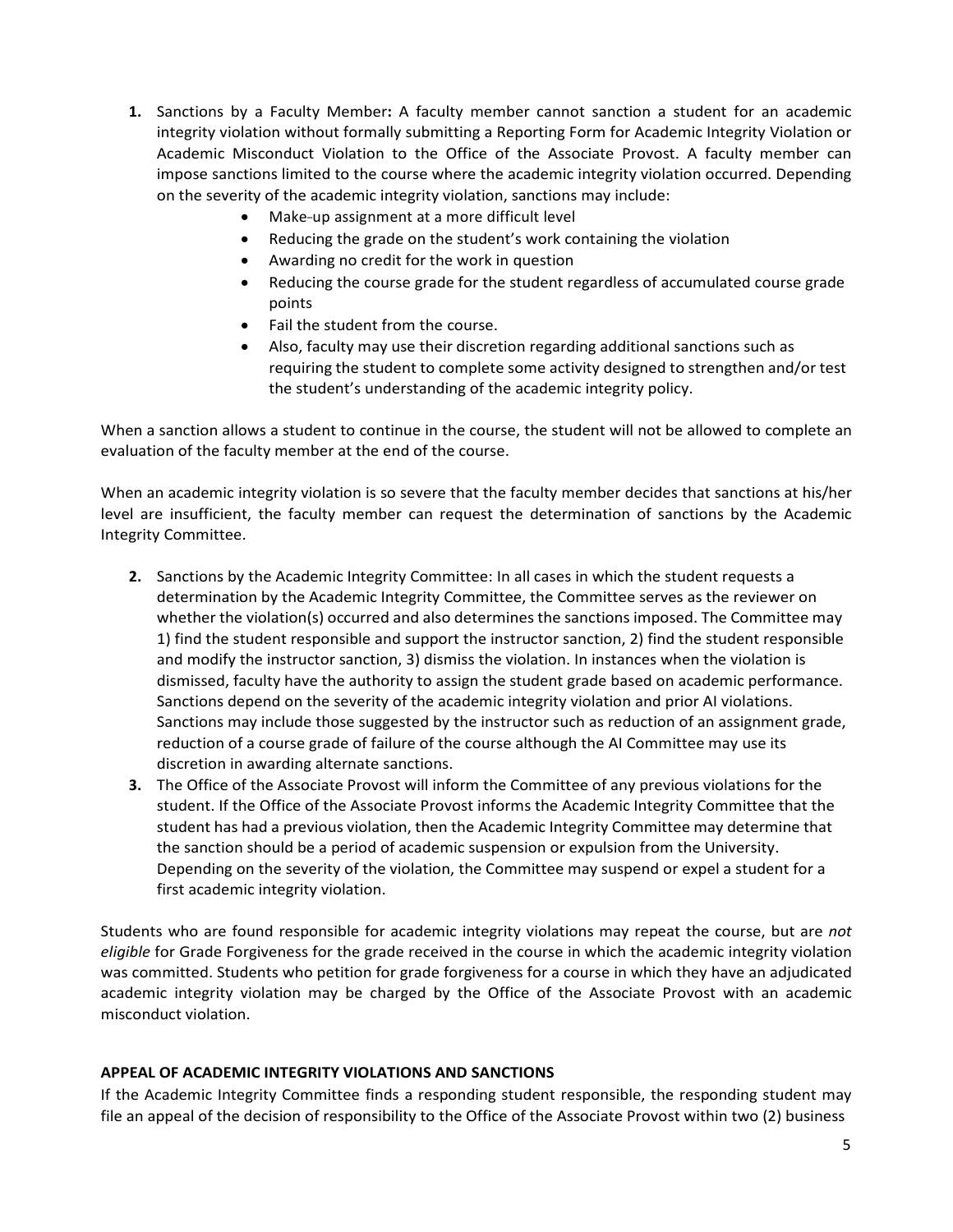1. **Sanctions by a Faculty Member:** A faculty member cannot sanction a student for an academic integrity violation without formally submitting a Reporting Form for Academic Integrity Violation or Academic Misconduct Violation to the Office of the Associate Provost. A faculty member can impose sanctions limited to the course where the academic integrity violation occurred. Depending on the severity of the academic integrity violation, sanctions may include:
   - Make-up assignment at a more difficult level
   - Reducing the grade on the student's work containing the violation
   - Awarding no credit for the work in question
   - Reducing the course grade for the student regardless of accumulated course grade points
   - Fail the student from the course.
   - Also, faculty may use their discretion regarding additional sanctions such as requiring the student to complete some activity designed to strengthen and/or test the student's understanding of the academic integrity policy.

When a sanction allows a student to continue in the course, the student will not be allowed to complete an evaluation of the faculty member at the end of the course.

When an academic integrity violation is so severe that the faculty member decides that sanctions at his/her level are insufficient, the faculty member can request the determination of sanctions by the Academic Integrity Committee.

2. Sanctions by the Academic Integrity Committee: In all cases in which the student requests a determination by the Academic Integrity Committee, the Committee serves as the reviewer on whether the violation(s) occurred and also determines the sanctions imposed. The Committee may 1) find the student responsible and support the instructor sanction, 2) find the student responsible and modify the instructor sanction, 3) dismiss the violation. In instances when the violation is dismissed, faculty have the authority to assign the student grade based on academic performance. Sanctions depend on the severity of the academic integrity violation and prior AI violations. Sanctions may include those suggested by the instructor such as reduction of an assignment grade, reduction of a course grade of failure of the course although the AI Committee may use its discretion in awarding alternate sanctions.
3. The Office of the Associate Provost will inform the Committee of any previous violations for the student. If the Office of the Associate Provost informs the Academic Integrity Committee that the student has had a previous violation, then the Academic Integrity Committee may determine that the sanction should be a period of academic suspension or expulsion from the University. Depending on the severity of the violation, the Committee may suspend or expel a student for a first academic integrity violation.

Students who are found responsible for academic integrity violations may repeat the course, but are *not eligible* for Grade Forgiveness for the grade received in the course in which the academic integrity violation was committed. Students who petition for grade forgiveness for a course in which they have an adjudicated academic integrity violation may be charged by the Office of the Associate Provost with an academic misconduct violation.

**APPEAL OF ACADEMIC INTEGRITY VIOLATIONS AND SANCTIONS**

If the Academic Integrity Committee finds a responding student responsible, the responding student may file an appeal of the decision of responsibility to the Office of the Associate Provost within two (2) business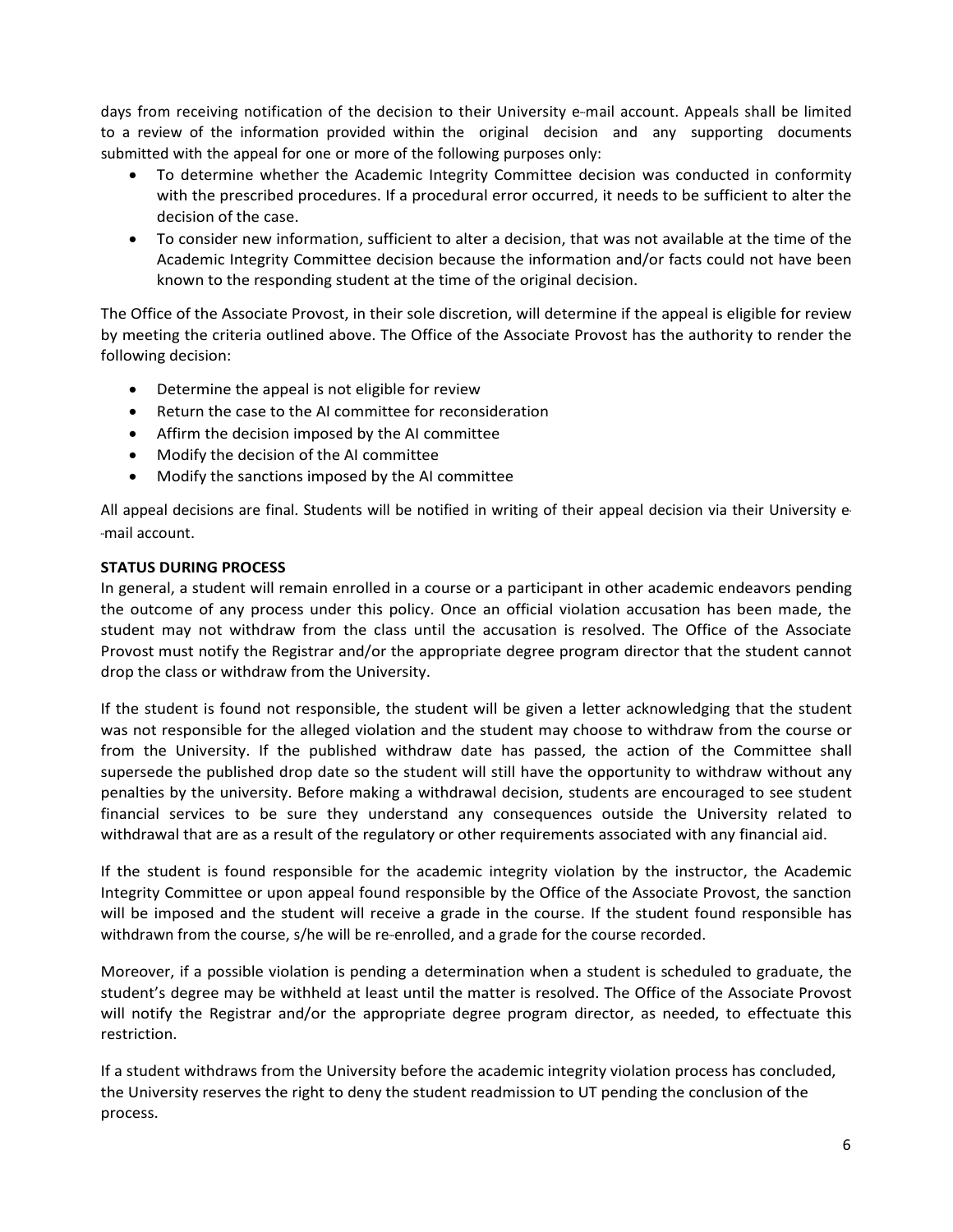days from receiving notification of the decision to their University e-mail account. Appeals shall be limited to a review of the information provided within the original decision and any supporting documents submitted with the appeal for one or more of the following purposes only:

- To determine whether the Academic Integrity Committee decision was conducted in conformity with the prescribed procedures. If a procedural error occurred, it needs to be sufficient to alter the decision of the case.
- To consider new information, sufficient to alter a decision, that was not available at the time of the Academic Integrity Committee decision because the information and/or facts could not have been known to the responding student at the time of the original decision.

The Office of the Associate Provost, in their sole discretion, will determine if the appeal is eligible for review by meeting the criteria outlined above. The Office of the Associate Provost has the authority to render the following decision:

- Determine the appeal is not eligible for review
- Return the case to the AI committee for reconsideration
- Affirm the decision imposed by the AI committee
- Modify the decision of the AI committee
- Modify the sanctions imposed by the AI committee

All appeal decisions are final. Students will be notified in writing of their appeal decision via their University e-mail account.

**STATUS DURING PROCESS**

In general, a student will remain enrolled in a course or a participant in other academic endeavors pending the outcome of any process under this policy. Once an official violation accusation has been made, the student may not withdraw from the class until the accusation is resolved. The Office of the Associate Provost must notify the Registrar and/or the appropriate degree program director that the student cannot drop the class or withdraw from the University.

If the student is found not responsible, the student will be given a letter acknowledging that the student was not responsible for the alleged violation and the student may choose to withdraw from the course or from the University. If the published withdraw date has passed, the action of the Committee shall supersede the published drop date so the student will still have the opportunity to withdraw without any penalties by the university. Before making a withdrawal decision, students are encouraged to see student financial services to be sure they understand any consequences outside the University related to withdrawal that are as a result of the regulatory or other requirements associated with any financial aid.

If the student is found responsible for the academic integrity violation by the instructor, the Academic Integrity Committee or upon appeal found responsible by the Office of the Associate Provost, the sanction will be imposed and the student will receive a grade in the course. If the student found responsible has withdrawn from the course, s/he will be re-enrolled, and a grade for the course recorded.

Moreover, if a possible violation is pending a determination when a student is scheduled to graduate, the student's degree may be withheld at least until the matter is resolved. The Office of the Associate Provost will notify the Registrar and/or the appropriate degree program director, as needed, to effectuate this restriction.

If a student withdraws from the University before the academic integrity violation process has concluded, the University reserves the right to deny the student readmission to UT pending the conclusion of the process.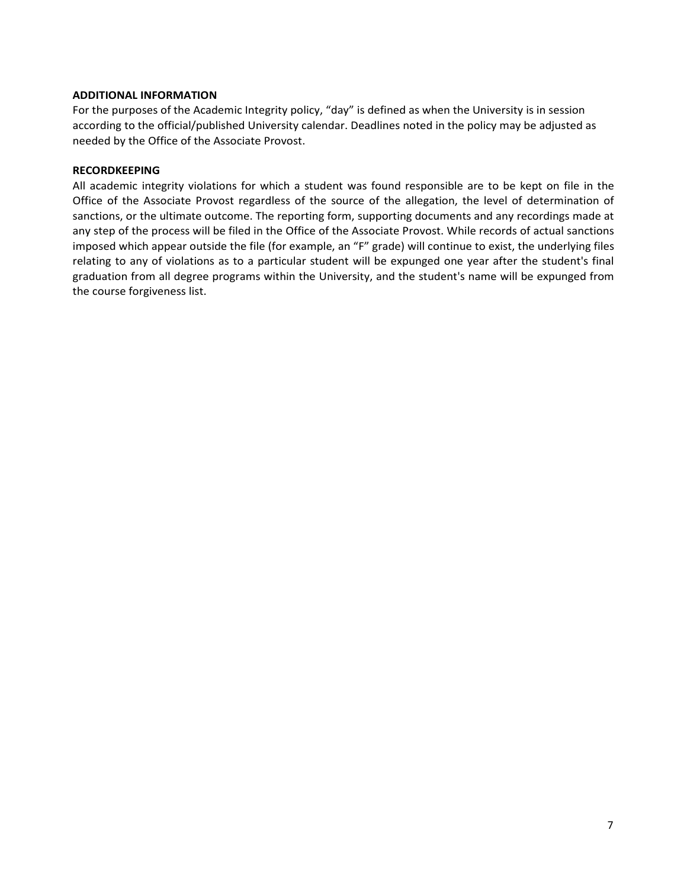**ADDITIONAL INFORMATION**

For the purposes of the Academic Integrity policy, “day” is defined as when the University is in session according to the official/published University calendar. Deadlines noted in the policy may be adjusted as needed by the Office of the Associate Provost.

**RECORDKEEPING**

All academic integrity violations for which a student was found responsible are to be kept on file in the Office of the Associate Provost regardless of the source of the allegation, the level of determination of sanctions, or the ultimate outcome. The reporting form, supporting documents and any recordings made at any step of the process will be filed in the Office of the Associate Provost. While records of actual sanctions imposed which appear outside the file (for example, an “F” grade) will continue to exist, the underlying files relating to any of violations as to a particular student will be expunged one year after the student's final graduation from all degree programs within the University, and the student's name will be expunged from the course forgiveness list.